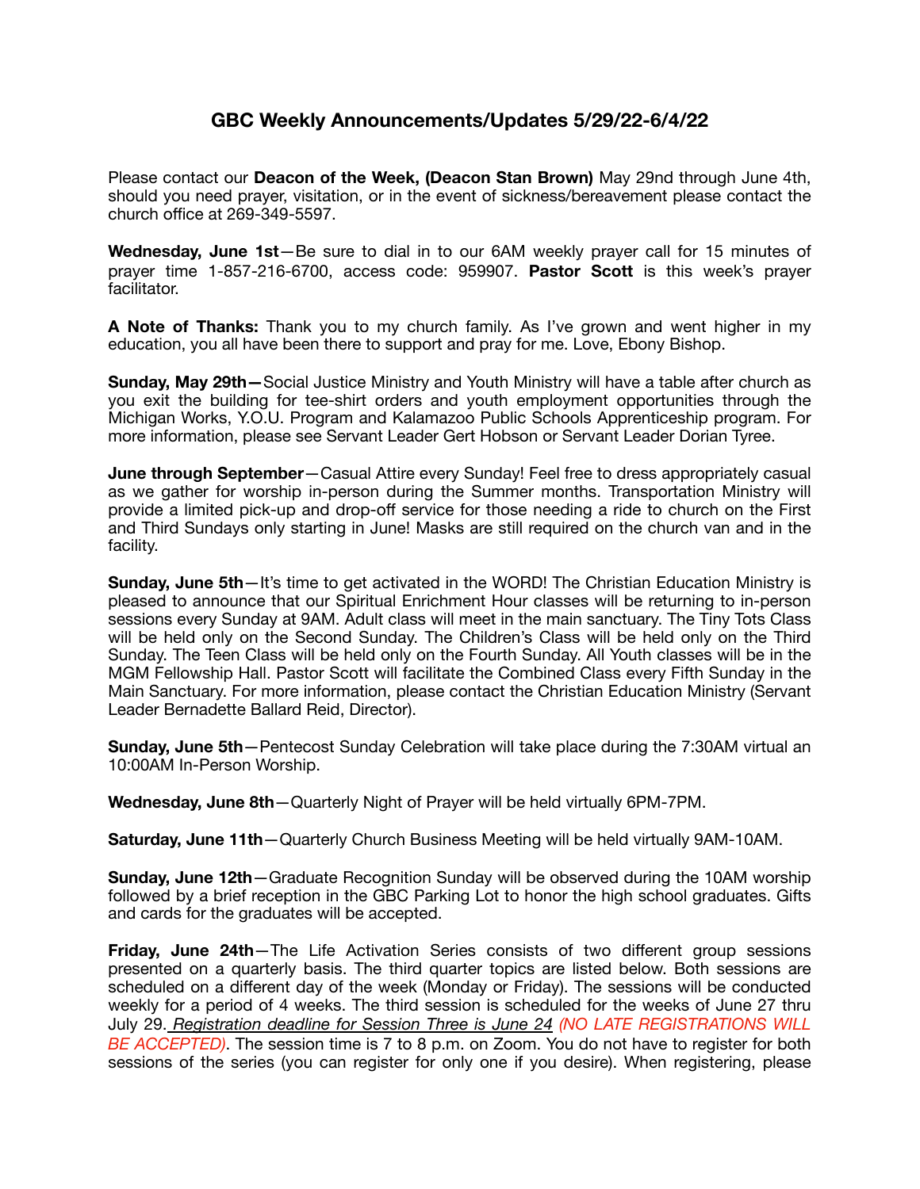# GBC Weekly Announcements/Updates 5/29/22-6/4/22

Please contact our **Deacon of the Week, (Deacon Stan Brown)** May 29nd through June 4th, should you need prayer, visitation, or in the event of sickness/bereavement please contact the church office at 269-349-5597.

**Wednesday, June 1st**—Be sure to dial in to our 6AM weekly prayer call for 15 minutes of prayer time 1-857-216-6700, access code: 959907. **Pastor Scott** is this week's prayer facilitator.

**A Note of Thanks:** Thank you to my church family. As I've grown and went higher in my education, you all have been there to support and pray for me. Love, Ebony Bishop.

**Sunday, May 29th—**Social Justice Ministry and Youth Ministry will have a table after church as you exit the building for tee-shirt orders and youth employment opportunities through the Michigan Works, Y.O.U. Program and Kalamazoo Public Schools Apprenticeship program. For more information, please see Servant Leader Gert Hobson or Servant Leader Dorian Tyree.

**June through September**—Casual Attire every Sunday! Feel free to dress appropriately casual as we gather for worship in-person during the Summer months. Transportation Ministry will provide a limited pick-up and drop-off service for those needing a ride to church on the First and Third Sundays only starting in June! Masks are still required on the church van and in the facility.

**Sunday, June 5th**—It's time to get activated in the WORD! The Christian Education Ministry is pleased to announce that our Spiritual Enrichment Hour classes will be returning to in-person sessions every Sunday at 9AM. Adult class will meet in the main sanctuary. The Tiny Tots Class will be held only on the Second Sunday. The Children's Class will be held only on the Third Sunday. The Teen Class will be held only on the Fourth Sunday. All Youth classes will be in the MGM Fellowship Hall. Pastor Scott will facilitate the Combined Class every Fifth Sunday in the Main Sanctuary. For more information, please contact the Christian Education Ministry (Servant Leader Bernadette Ballard Reid, Director).

**Sunday, June 5th**—Pentecost Sunday Celebration will take place during the 7:30AM virtual an 10:00AM In-Person Worship.

**Wednesday, June 8th**—Quarterly Night of Prayer will be held virtually 6PM-7PM.

**Saturday, June 11th**—Quarterly Church Business Meeting will be held virtually 9AM-10AM.

**Sunday, June 12th**—Graduate Recognition Sunday will be observed during the 10AM worship followed by a brief reception in the GBC Parking Lot to honor the high school graduates. Gifts and cards for the graduates will be accepted.

**Friday, June 24th**—The Life Activation Series consists of two different group sessions presented on a quarterly basis. The third quarter topics are listed below. Both sessions are scheduled on a different day of the week (Monday or Friday). The sessions will be conducted weekly for a period of 4 weeks. The third session is scheduled for the weeks of June 27 thru July 29. *Registration deadline for Session Three is June 24* *(NO LATE REGISTRATIONS WILL BE ACCEPTED)*. The session time is 7 to 8 p.m. on Zoom. You do not have to register for both sessions of the series (you can register for only one if you desire). When registering, please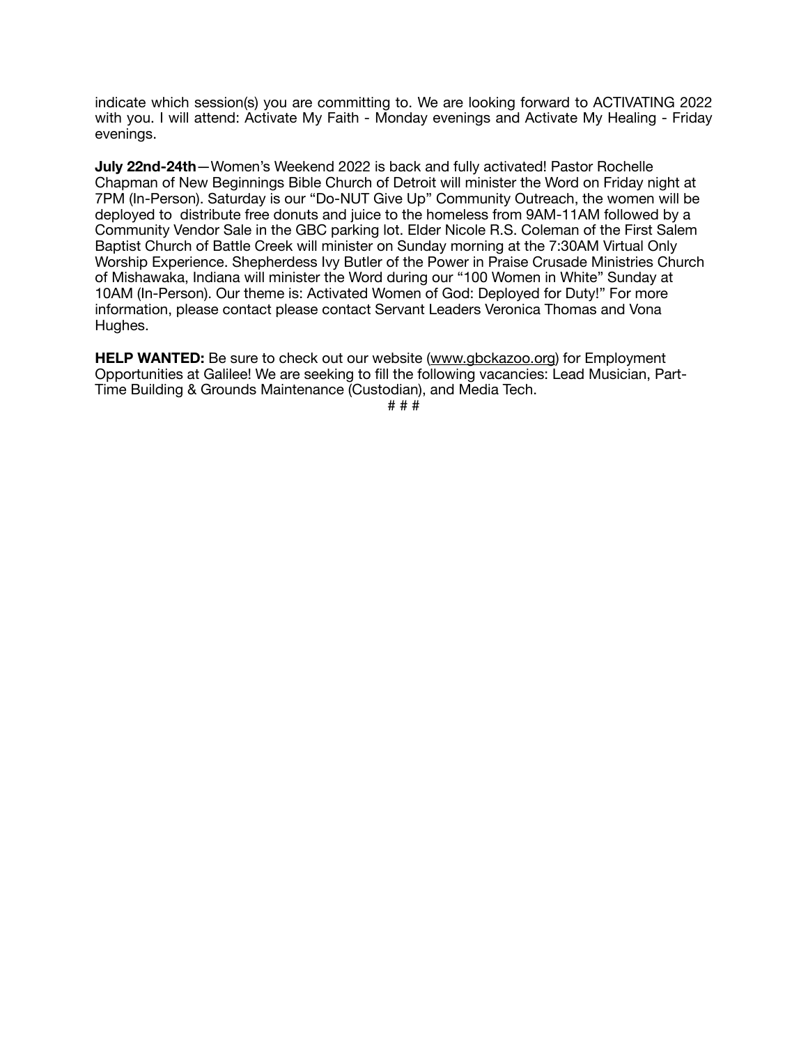indicate which session(s) you are committing to. We are looking forward to ACTIVATING 2022 with you. I will attend: Activate My Faith - Monday evenings and Activate My Healing - Friday evenings.

**July 22nd-24th**—Women's Weekend 2022 is back and fully activated! Pastor Rochelle Chapman of New Beginnings Bible Church of Detroit will minister the Word on Friday night at 7PM (In-Person). Saturday is our "Do-NUT Give Up" Community Outreach, the women will be deployed to distribute free donuts and juice to the homeless from 9AM-11AM followed by a Community Vendor Sale in the GBC parking lot. Elder Nicole R.S. Coleman of the First Salem Baptist Church of Battle Creek will minister on Sunday morning at the 7:30AM Virtual Only Worship Experience. Shepherdess Ivy Butler of the Power in Praise Crusade Ministries Church of Mishawaka, Indiana will minister the Word during our "100 Women in White" Sunday at 10AM (In-Person). Our theme is: Activated Women of God: Deployed for Duty!" For more information, please contact please contact Servant Leaders Veronica Thomas and Vona Hughes.

**HELP WANTED:** Be sure to check out our website (www.gbckazoo.org) for Employment Opportunities at Galilee! We are seeking to fill the following vacancies: Lead Musician, Part-Time Building & Grounds Maintenance (Custodian), and Media Tech.

# # #